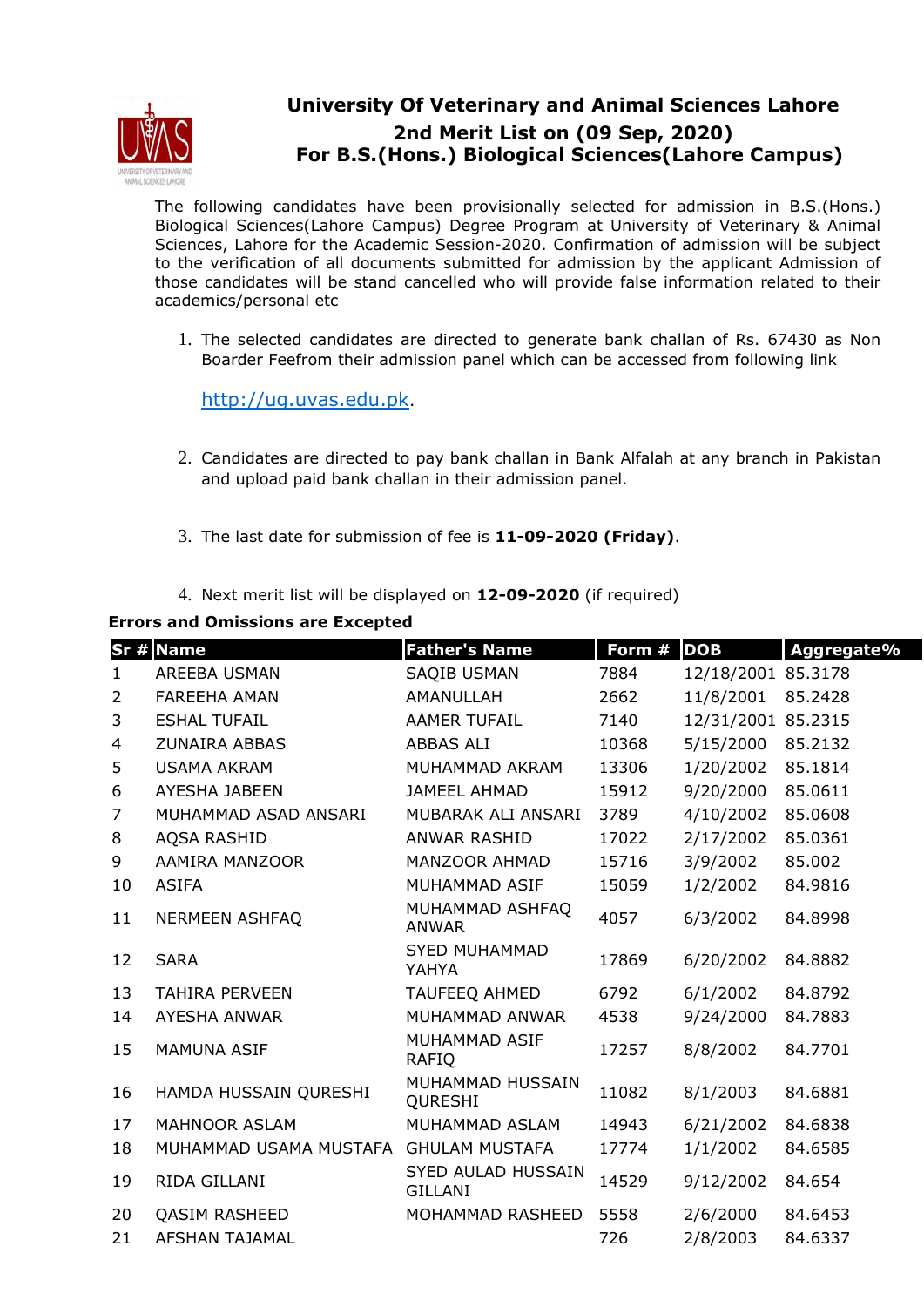# University Of Veterinary and Animal Sciences Lahore

## 2nd Merit List on (09 Sep, 2020)

## For B.S.(Hons.) Biological Sciences(Lahore Campus)

The following candidates have been provisionally selected for admission in B.S.(Hons.) Biological Sciences(Lahore Campus) Degree Program at University of Veterinary & Animal Sciences, Lahore for the Academic Session-2020. Confirmation of admission will be subject to the verification of all documents submitted for admission by the applicant Admission of those candidates will be stand cancelled who will provide false information related to their academics/personal etc

1. The selected candidates are directed to generate bank challan of Rs. 67430 as Non Boarder Feefrom their admission panel which can be accessed from following link

   http://ug.uvas.edu.pk.

2. Candidates are directed to pay bank challan in Bank Alfalah at any branch in Pakistan and upload paid bank challan in their admission panel.

3. The last date for submission of fee is **11-09-2020 (Friday)**.

4. Next merit list will be displayed on **12-09-2020** (if required)

**Errors and Omissions are Excepted**

| Sr # | Name | Father's Name | Form # | DOB | Aggregate% |
|---|---|---|---|---|---|
| 1 | AREEBA USMAN | SAQIB USMAN | 7884 | 12/18/2001 | 85.3178 |
| 2 | FAREEHA AMAN | AMANULLAH | 2662 | 11/8/2001 | 85.2428 |
| 3 | ESHAL TUFAIL | AAMER TUFAIL | 7140 | 12/31/2001 | 85.2315 |
| 4 | ZUNAIRA ABBAS | ABBAS ALI | 10368 | 5/15/2000 | 85.2132 |
| 5 | USAMA AKRAM | MUHAMMAD AKRAM | 13306 | 1/20/2002 | 85.1814 |
| 6 | AYESHA JABEEN | JAMEEL AHMAD | 15912 | 9/20/2000 | 85.0611 |
| 7 | MUHAMMAD ASAD ANSARI | MUBARAK ALI ANSARI | 3789 | 4/10/2002 | 85.0608 |
| 8 | AQSA RASHID | ANWAR RASHID | 17022 | 2/17/2002 | 85.0361 |
| 9 | AAMIRA MANZOOR | MANZOOR AHMAD | 15716 | 3/9/2002 | 85.002 |
| 10 | ASIFA | MUHAMMAD ASIF | 15059 | 1/2/2002 | 84.9816 |
| 11 | NERMEEN ASHFAQ | MUHAMMAD ASHFAQ ANWAR | 4057 | 6/3/2002 | 84.8998 |
| 12 | SARA | SYED MUHAMMAD YAHYA | 17869 | 6/20/2002 | 84.8882 |
| 13 | TAHIRA PERVEEN | TAUFEEQ AHMED | 6792 | 6/1/2002 | 84.8792 |
| 14 | AYESHA ANWAR | MUHAMMAD ANWAR | 4538 | 9/24/2000 | 84.7883 |
| 15 | MAMUNA ASIF | MUHAMMAD ASIF RAFIQ | 17257 | 8/8/2002 | 84.7701 |
| 16 | HAMDA HUSSAIN QURESHI | MUHAMMAD HUSSAIN QURESHI | 11082 | 8/1/2003 | 84.6881 |
| 17 | MAHNOOR ASLAM | MUHAMMAD ASLAM | 14943 | 6/21/2002 | 84.6838 |
| 18 | MUHAMMAD USAMA MUSTAFA | GHULAM MUSTAFA | 17774 | 1/1/2002 | 84.6585 |
| 19 | RIDA GILLANI | SYED AULAD HUSSAIN GILLANI | 14529 | 9/12/2002 | 84.654 |
| 20 | QASIM RASHEED | MOHAMMAD RASHEED | 5558 | 2/6/2000 | 84.6453 |
| 21 | AFSHAN TAJAMAL | | 726 | 2/8/2003 | 84.6337 |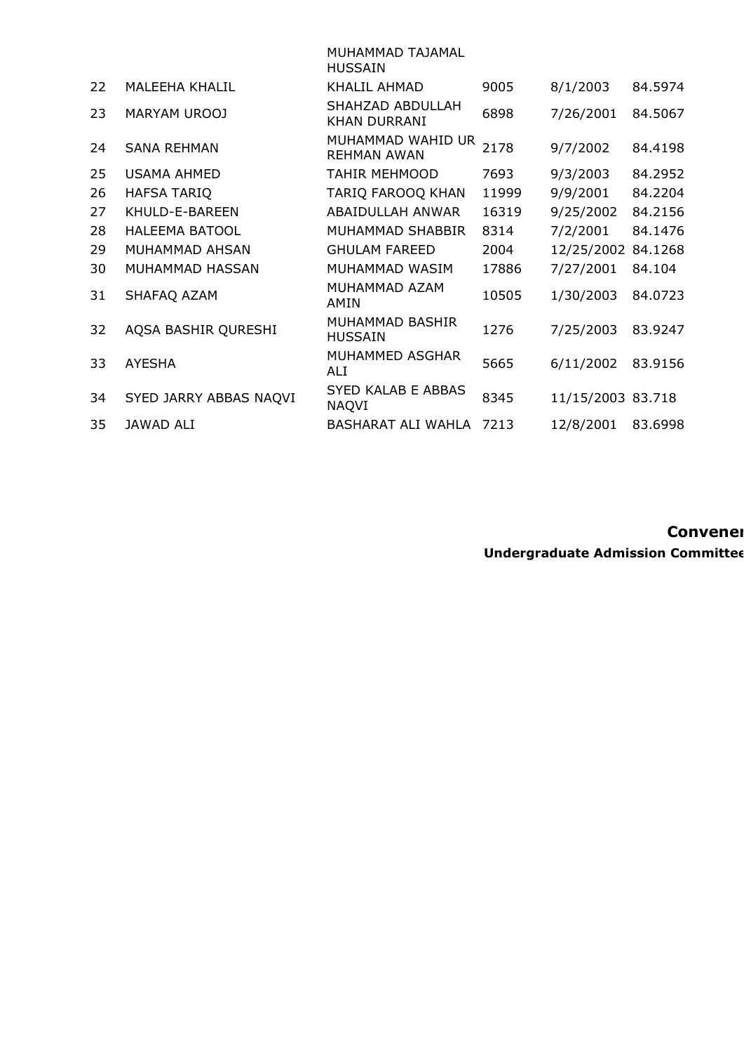| | | | | | |
|---|---|---|---|---|---|
| | | MUHAMMAD TAJAMAL HUSSAIN | | | |
| 22 | MALEEHA KHALIL | KHALIL AHMAD | 9005 | 8/1/2003 | 84.5974 |
| 23 | MARYAM UROOJ | SHAHZAD ABDULLAH KHAN DURRANI | 6898 | 7/26/2001 | 84.5067 |
| 24 | SANA REHMAN | MUHAMMAD WAHID UR REHMAN AWAN | 2178 | 9/7/2002 | 84.4198 |
| 25 | USAMA AHMED | TAHIR MEHMOOD | 7693 | 9/3/2003 | 84.2952 |
| 26 | HAFSA TARIQ | TARIQ FAROOQ KHAN | 11999 | 9/9/2001 | 84.2204 |
| 27 | KHULD-E-BAREEN | ABAIDULLAH ANWAR | 16319 | 9/25/2002 | 84.2156 |
| 28 | HALEEMA BATOOL | MUHAMMAD SHABBIR | 8314 | 7/2/2001 | 84.1476 |
| 29 | MUHAMMAD AHSAN | GHULAM FAREED | 2004 | 12/25/2002 | 84.1268 |
| 30 | MUHAMMAD HASSAN | MUHAMMAD WASIM | 17886 | 7/27/2001 | 84.104 |
| 31 | SHAFAQ AZAM | MUHAMMAD AZAM AMIN | 10505 | 1/30/2003 | 84.0723 |
| 32 | AQSA BASHIR QURESHI | MUHAMMAD BASHIR HUSSAIN | 1276 | 7/25/2003 | 83.9247 |
| 33 | AYESHA | MUHAMMED ASGHAR ALI | 5665 | 6/11/2002 | 83.9156 |
| 34 | SYED JARRY ABBAS NAQVI | SYED KALAB E ABBAS NAQVI | 8345 | 11/15/2003 | 83.718 |
| 35 | JAWAD ALI | BASHARAT ALI WAHLA | 7213 | 12/8/2001 | 83.6998 |

**Convener**

**Undergraduate Admission Committee**